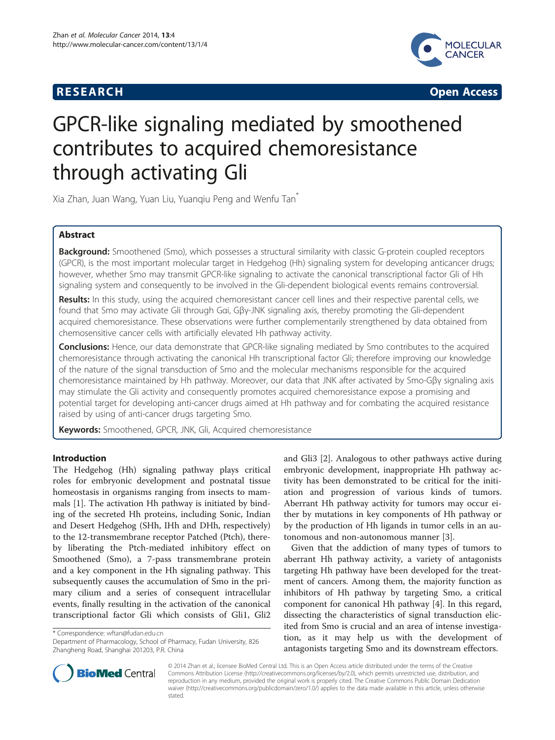**RESEARCH** **Open Access**

# GPCR-like signaling mediated by smoothened contributes to acquired chemoresistance through activating Gli

Xia Zhan, Juan Wang, Yuan Liu, Yuanqiu Peng and Wenfu Tan*

## Abstract

**Background:** Smoothened (Smo), which possesses a structural similarity with classic G-protein coupled receptors (GPCR), is the most important molecular target in Hedgehog (Hh) signaling system for developing anticancer drugs; however, whether Smo may transmit GPCR-like signaling to activate the canonical transcriptional factor Gli of Hh signaling system and consequently to be involved in the Gli-dependent biological events remains controversial.

**Results:** In this study, using the acquired chemoresistant cancer cell lines and their respective parental cells, we found that Smo may activate Gli through Gαi, Gβγ-JNK signaling axis, thereby promoting the Gli-dependent acquired chemoresistance. These observations were further complementarily strengthened by data obtained from chemosensitive cancer cells with artificially elevated Hh pathway activity.

**Conclusions:** Hence, our data demonstrate that GPCR-like signaling mediated by Smo contributes to the acquired chemoresistance through activating the canonical Hh transcriptional factor Gli; therefore improving our knowledge of the nature of the signal transduction of Smo and the molecular mechanisms responsible for the acquired chemoresistance maintained by Hh pathway. Moreover, our data that JNK after activated by Smo-Gβγ signaling axis may stimulate the Gli activity and consequently promotes acquired chemoresistance expose a promising and potential target for developing anti-cancer drugs aimed at Hh pathway and for combating the acquired resistance raised by using of anti-cancer drugs targeting Smo.

**Keywords:** Smoothened, GPCR, JNK, Gli, Acquired chemoresistance

## Introduction

The Hedgehog (Hh) signaling pathway plays critical roles for embryonic development and postnatal tissue homeostasis in organisms ranging from insects to mammals [1]. The activation Hh pathway is initiated by binding of the secreted Hh proteins, including Sonic, Indian and Desert Hedgehog (SHh, IHh and DHh, respectively) to the 12-transmembrane receptor Patched (Ptch), thereby liberating the Ptch-mediated inhibitory effect on Smoothened (Smo), a 7-pass transmembrane protein and a key component in the Hh signaling pathway. This subsequently causes the accumulation of Smo in the primary cilium and a series of consequent intracellular events, finally resulting in the activation of the canonical transcriptional factor Gli which consists of Gli1, Gli2 and Gli3 [2]. Analogous to other pathways active during embryonic development, inappropriate Hh pathway activity has been demonstrated to be critical for the initiation and progression of various kinds of tumors. Aberrant Hh pathway activity for tumors may occur either by mutations in key components of Hh pathway or by the production of Hh ligands in tumor cells in an autonomous and non-autonomous manner [3].

Given that the addiction of many types of tumors to aberrant Hh pathway activity, a variety of antagonists targeting Hh pathway have been developed for the treatment of cancers. Among them, the majority function as inhibitors of Hh pathway by targeting Smo, a critical component for canonical Hh pathway [4]. In this regard, dissecting the characteristics of signal transduction elicited from Smo is crucial and an area of intense investigation, as it may help us with the development of antagonists targeting Smo and its downstream effectors.

* Correspondence: wftan@fudan.edu.cn
Department of Pharmacology, School of Pharmacy, Fudan University, 826 Zhangheng Road, Shanghai 201203, P.R. China

© 2014 Zhan et al.; licensee BioMed Central Ltd. This is an Open Access article distributed under the terms of the Creative Commons Attribution License (http://creativecommons.org/licenses/by/2.0), which permits unrestricted use, distribution, and reproduction in any medium, provided the original work is properly cited. The Creative Commons Public Domain Dedication waiver (http://creativecommons.org/publicdomain/zero/1.0/) applies to the data made available in this article, unless otherwise stated.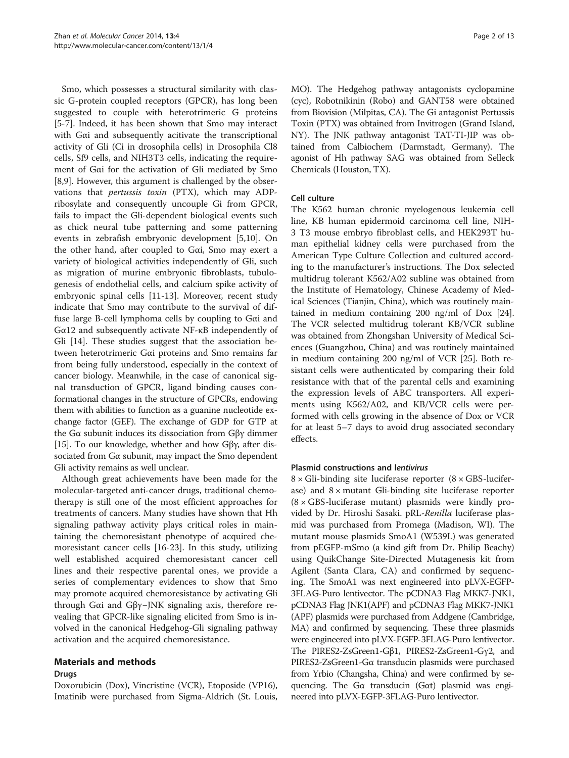Smo, which possesses a structural similarity with classic G-protein coupled receptors (GPCR), has long been suggested to couple with heterotrimeric G proteins [5-7]. Indeed, it has been shown that Smo may interact with Gαi and subsequently acitivate the transcriptional activity of Gli (Ci in drosophila cells) in Drosophila Cl8 cells, Sf9 cells, and NIH3T3 cells, indicating the requirement of Gαi for the activation of Gli mediated by Smo [8,9]. However, this argument is challenged by the observations that *pertussis toxin* (PTX), which may ADP-ribosylate and consequently uncouple Gi from GPCR, fails to impact the Gli-dependent biological events such as chick neural tube patterning and some patterning events in zebrafish embryonic development [5,10]. On the other hand, after coupled to Gαi, Smo may exert a variety of biological activities independently of Gli, such as migration of murine embryonic fibroblasts, tubulogenesis of endothelial cells, and calcium spike activity of embryonic spinal cells [11-13]. Moreover, recent study indicate that Smo may contribute to the survival of diffuse large B-cell lymphoma cells by coupling to Gαi and Gα12 and subsequently activate NF-κB independently of Gli [14]. These studies suggest that the association between heterotrimeric Gαi proteins and Smo remains far from being fully understood, especially in the context of cancer biology. Meanwhile, in the case of canonical signal transduction of GPCR, ligand binding causes conformational changes in the structure of GPCRs, endowing them with abilities to function as a guanine nucleotide exchange factor (GEF). The exchange of GDP for GTP at the Gα subunit induces its dissociation from Gβγ dimmer [15]. To our knowledge, whether and how Gβγ, after dissociated from Gα subunit, may impact the Smo dependent Gli activity remains as well unclear.

Although great achievements have been made for the molecular-targeted anti-cancer drugs, traditional chemotherapy is still one of the most efficient approaches for treatments of cancers. Many studies have shown that Hh signaling pathway activity plays critical roles in maintaining the chemoresistant phenotype of acquired chemoresistant cancer cells [16-23]. In this study, utilizing well established acquired chemoresistant cancer cell lines and their respective parental ones, we provide a series of complementary evidences to show that Smo may promote acquired chemoresistance by activating Gli through Gαi and Gβγ–JNK signaling axis, therefore revealing that GPCR-like signaling elicited from Smo is involved in the canonical Hedgehog-Gli signaling pathway activation and the acquired chemoresistance.

## Materials and methods

### Drugs

Doxorubicin (Dox), Vincristine (VCR), Etoposide (VP16), Imatinib were purchased from Sigma-Aldrich (St. Louis, MO). The Hedgehog pathway antagonists cyclopamine (cyc), Robotnikinin (Robo) and GANT58 were obtained from Biovision (Milpitas, CA). The Gi antagonist Pertussis Toxin (PTX) was obtained from Invitrogen (Grand Island, NY). The JNK pathway antagonist TAT-TI-JIP was obtained from Calbiochem (Darmstadt, Germany). The agonist of Hh pathway SAG was obtained from Selleck Chemicals (Houston, TX).

### Cell culture

The K562 human chronic myelogenous leukemia cell line, KB human epidermoid carcinoma cell line, NIH-3 T3 mouse embryo fibroblast cells, and HEK293T human epithelial kidney cells were purchased from the American Type Culture Collection and cultured according to the manufacturer's instructions. The Dox selected multidrug tolerant K562/A02 subline was obtained from the Institute of Hematology, Chinese Academy of Medical Sciences (Tianjin, China), which was routinely maintained in medium containing 200 ng/ml of Dox [24]. The VCR selected multidrug tolerant KB/VCR subline was obtained from Zhongshan University of Medical Sciences (Guangzhou, China) and was routinely maintained in medium containing 200 ng/ml of VCR [25]. Both resistant cells were authenticated by comparing their fold resistance with that of the parental cells and examining the expression levels of ABC transporters. All experiments using K562/A02, and KB/VCR cells were performed with cells growing in the absence of Dox or VCR for at least 5–7 days to avoid drug associated secondary effects.

### Plasmid constructions and l*entivirus*

8 × Gli-binding site luciferase reporter (8 × GBS-luciferase) and 8 × mutant Gli-binding site luciferase reporter (8 × GBS-luciferase mutant) plasmids were kindly provided by Dr. Hiroshi Sasaki. pRL-*Renilla* luciferase plasmid was purchased from Promega (Madison, WI). The mutant mouse plasmids SmoA1 (W539L) was generated from pEGFP-mSmo (a kind gift from Dr. Philip Beachy) using QuikChange Site-Directed Mutagenesis kit from Agilent (Santa Clara, CA) and confirmed by sequencing. The SmoA1 was next engineered into pLVX-EGFP-3FLAG-Puro lentivector. The pCDNA3 Flag MKK7-JNK1, pCDNA3 Flag JNK1(APF) and pCDNA3 Flag MKK7-JNK1 (APF) plasmids were purchased from Addgene (Cambridge, MA) and confirmed by sequencing. These three plasmids were engineered into pLVX-EGFP-3FLAG-Puro lentivector. The PIRES2-ZsGreen1-Gβ1, PIRES2-ZsGreen1-Gγ2, and PIRES2-ZsGreen1-Gα transducin plasmids were purchased from Yrbio (Changsha, China) and were confirmed by sequencing. The Gα transducin (Gαt) plasmid was engineered into pLVX-EGFP-3FLAG-Puro lentivector.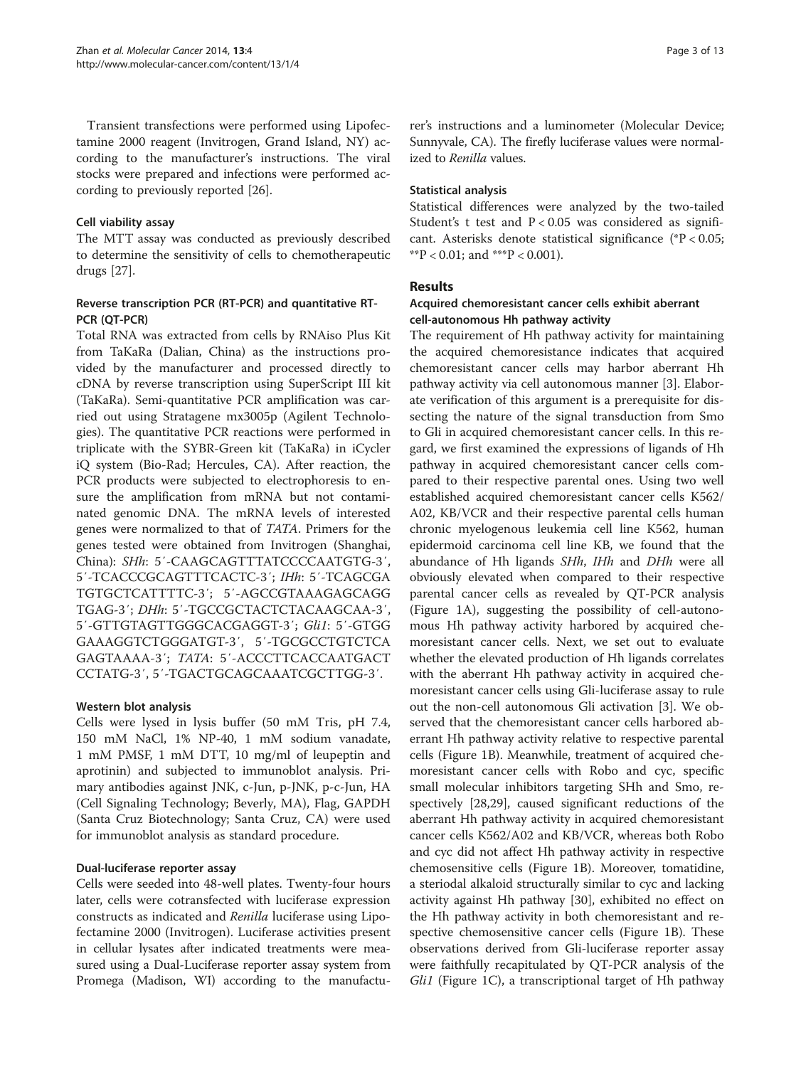Transient transfections were performed using Lipofectamine 2000 reagent (Invitrogen, Grand Island, NY) according to the manufacturer's instructions. The viral stocks were prepared and infections were performed according to previously reported [26].

### Cell viability assay

The MTT assay was conducted as previously described to determine the sensitivity of cells to chemotherapeutic drugs [27].

### Reverse transcription PCR (RT-PCR) and quantitative RT-PCR (QT-PCR)

Total RNA was extracted from cells by RNAiso Plus Kit from TaKaRa (Dalian, China) as the instructions provided by the manufacturer and processed directly to cDNA by reverse transcription using SuperScript III kit (TaKaRa). Semi-quantitative PCR amplification was carried out using Stratagene mx3005p (Agilent Technologies). The quantitative PCR reactions were performed in triplicate with the SYBR-Green kit (TaKaRa) in iCycler iQ system (Bio-Rad; Hercules, CA). After reaction, the PCR products were subjected to electrophoresis to ensure the amplification from mRNA but not contaminated genomic DNA. The mRNA levels of interested genes were normalized to that of *TATA*. Primers for the genes tested were obtained from Invitrogen (Shanghai, China): *SHh*: 5′-CAAGCAGTTTATCCCCAATGTG-3′, 5′-TCACCCGCAGTTTCACTC-3′; *IHh*: 5′-TCAGCGATGTGCTCATTTTC-3′; 5′-AGCCGTAAAGAGCAGGTGAG-3′; *DHh*: 5′-TGCCGCTACTCTACAAGCAA-3′, 5′-GTTGTAGTTGGGCACGAGGT-3′; *Gli1*: 5′-GTGGGAAAGGTCTGGGATGT-3′, 5′-TGCGCCTGTCTCAGAGTAAAA-3′; *TATA*: 5′-ACCCTTCACCAATGACTCCTATG-3′, 5′-TGACTGCAGCAAATCGCTTGG-3′.

### Western blot analysis

Cells were lysed in lysis buffer (50 mM Tris, pH 7.4, 150 mM NaCl, 1% NP-40, 1 mM sodium vanadate, 1 mM PMSF, 1 mM DTT, 10 mg/ml of leupeptin and aprotinin) and subjected to immunoblot analysis. Primary antibodies against JNK, c-Jun, p-JNK, p-c-Jun, HA (Cell Signaling Technology; Beverly, MA), Flag, GAPDH (Santa Cruz Biotechnology; Santa Cruz, CA) were used for immunoblot analysis as standard procedure.

### Dual-luciferase reporter assay

Cells were seeded into 48-well plates. Twenty-four hours later, cells were cotransfected with luciferase expression constructs as indicated and *Renilla* luciferase using Lipofectamine 2000 (Invitrogen). Luciferase activities present in cellular lysates after indicated treatments were measured using a Dual-Luciferase reporter assay system from Promega (Madison, WI) according to the manufacturer's instructions and a luminometer (Molecular Device; Sunnyvale, CA). The firefly luciferase values were normalized to *Renilla* values.

### Statistical analysis

Statistical differences were analyzed by the two-tailed Student's t test and $P < 0.05$ was considered as significant. Asterisks denote statistical significance (*$P < 0.05$; **$P < 0.01$; and ***$P < 0.001$).

## Results

### Acquired chemoresistant cancer cells exhibit aberrant cell-autonomous Hh pathway activity

The requirement of Hh pathway activity for maintaining the acquired chemoresistance indicates that acquired chemoresistant cancer cells may harbor aberrant Hh pathway activity via cell autonomous manner [3]. Elaborate verification of this argument is a prerequisite for dissecting the nature of the signal transduction from Smo to Gli in acquired chemoresistant cancer cells. In this regard, we first examined the expressions of ligands of Hh pathway in acquired chemoresistant cancer cells compared to their respective parental ones. Using two well established acquired chemoresistant cancer cells K562/A02, KB/VCR and their respective parental cells human chronic myelogenous leukemia cell line K562, human epidermoid carcinoma cell line KB, we found that the abundance of Hh ligands *SHh*, *IHh* and *DHh* were all obviously elevated when compared to their respective parental cancer cells as revealed by QT-PCR analysis (Figure 1A), suggesting the possibility of cell-autonomous Hh pathway activity harbored by acquired chemoresistant cancer cells. Next, we set out to evaluate whether the elevated production of Hh ligands correlates with the aberrant Hh pathway activity in acquired chemoresistant cancer cells using Gli-luciferase assay to rule out the non-cell autonomous Gli activation [3]. We observed that the chemoresistant cancer cells harbored aberrant Hh pathway activity relative to respective parental cells (Figure 1B). Meanwhile, treatment of acquired chemoresistant cancer cells with Robo and cyc, specific small molecular inhibitors targeting SHh and Smo, respectively [28,29], caused significant reductions of the aberrant Hh pathway activity in acquired chemoresistant cancer cells K562/A02 and KB/VCR, whereas both Robo and cyc did not affect Hh pathway activity in respective chemosensitive cells (Figure 1B). Moreover, tomatidine, a steriodal alkaloid structurally similar to cyc and lacking activity against Hh pathway [30], exhibited no effect on the Hh pathway activity in both chemoresistant and respective chemosensitive cancer cells (Figure 1B). These observations derived from Gli-luciferase reporter assay were faithfully recapitulated by QT-PCR analysis of the *Gli1* (Figure 1C), a transcriptional target of Hh pathway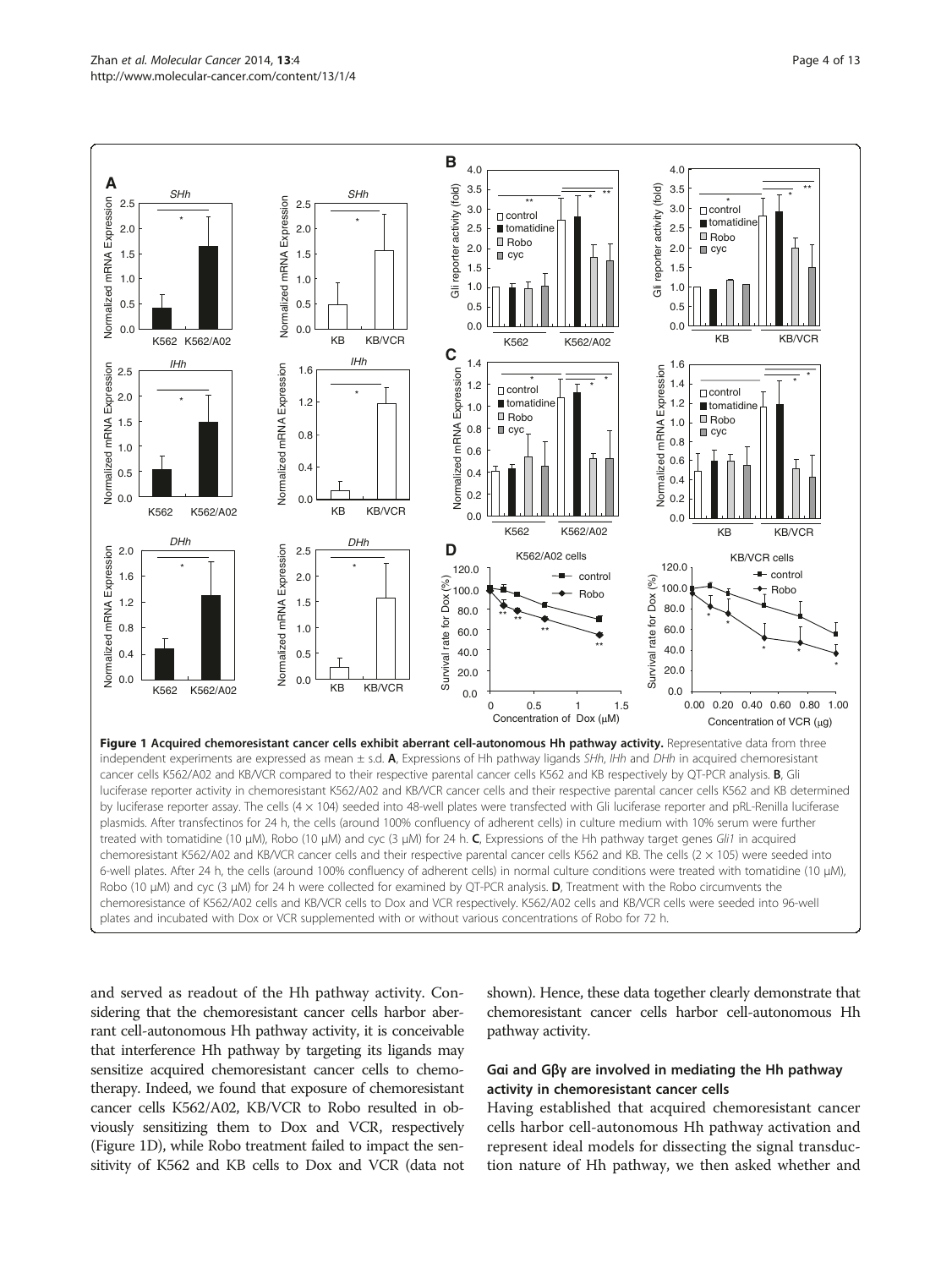A

SHh

Normalized mRNA Expression

2.5
2.0
1.5
1.0
0.5
0.0

*

K562 K562/A02

SHh

Normalized mRNA Expression

2.5
2.0
1.5
1.0
0.5
0.0

*

KB KB/VCR

IHh

Normalized mRNA Expression

2.5
2.0
1.5
1.0
0.5
0.0

*

K562 K562/A02

IHh

Normalized mRNA Expression

1.6
1.2
0.8
0.4
0.0

*

KB KB/VCR

DHh

Normalized mRNA Expression

2.0
1.6
1.2
0.8
0.4
0.0

*

K562 K562/A02

DHh

Normalized mRNA Expression

2.5
2.0
1.5
1.0
0.5
0.0

*

KB KB/VCR

B

Gli reporter activity (fold)

4.0
3.5
3.0
2.5
2.0
1.5
1.0
0.5
0.0

control
tomatidine
Robo
cyc

** * **

K562 K562/A02

Gli reporter activity (fold)

4.0
3.5
3.0
2.5
2.0
1.5
1.0
0.5
0.0

control
tomatidine
Robo
cyc

* * **

KB KB/VCR

C

Normalized mRNA Expression

1.4
1.2
1.0
0.8
0.6
0.4
0.2
0.0

control
tomatidine
Robo
cyc

* * *

K562 K562/A02

Normalized mRNA Expression

1.6
1.4
1.2
1.0
0.8
0.6
0.4
0.2
0.0

control
tomatidine
Robo
cyc

* *

KB KB/VCR

D

K562/A02 cells

Survival rate for Dox (%)

120.0
100.0
80.0
60.0
40.0
20.0
0.0

control
Robo

** ** ** **

0 0.5 1 1.5

Concentration of Dox (μM)

KB/VCR cells

Survival rate for Dox (%)

120.0
100.0
80.0
60.0
40.0
20.0
0.0

control
Robo

* * * * *

0.00 0.20 0.40 0.60 0.80 1.00

Concentration of VCR (μg)

**Figure 1 Acquired chemoresistant cancer cells exhibit aberrant cell-autonomous Hh pathway activity.** Representative data from three independent experiments are expressed as mean ± s.d. **A**, Expressions of Hh pathway ligands *SHh*, *IHh* and *DHh* in acquired chemoresistant cancer cells K562/A02 and KB/VCR compared to their respective parental cancer cells K562 and KB respectively by QT-PCR analysis. **B**, Gli luciferase reporter activity in chemoresistant K562/A02 and KB/VCR cancer cells and their respective parental cancer cells K562 and KB determined by luciferase reporter assay. The cells (4 × 104) seeded into 48-well plates were transfected with Gli luciferase reporter and pRL-Renilla luciferase plasmids. After transfectinos for 24 h, the cells (around 100% confluency of adherent cells) in culture medium with 10% serum were further treated with tomatidine (10 μM), Robo (10 μM) and cyc (3 μM) for 24 h. **C**, Expressions of the Hh pathway target genes *Gli1* in acquired chemoresistant K562/A02 and KB/VCR cancer cells and their respective parental cancer cells K562 and KB. The cells (2 × 105) were seeded into 6-well plates. After 24 h, the cells (around 100% confluency of adherent cells) in normal culture conditions were treated with tomatidine (10 μM), Robo (10 μM) and cyc (3 μM) for 24 h were collected for examined by QT-PCR analysis. **D**, Treatment with the Robo circumvents the chemoresistance of K562/A02 cells and KB/VCR cells to Dox and VCR respectively. K562/A02 cells and KB/VCR cells were seeded into 96-well plates and incubated with Dox or VCR supplemented with or without various concentrations of Robo for 72 h.

and served as readout of the Hh pathway activity. Considering that the chemoresistant cancer cells harbor aberrant cell-autonomous Hh pathway activity, it is conceivable that interference Hh pathway by targeting its ligands may sensitize acquired chemoresistant cancer cells to chemotherapy. Indeed, we found that exposure of chemoresistant cancer cells K562/A02, KB/VCR to Robo resulted in obviously sensitizing them to Dox and VCR, respectively (Figure 1D), while Robo treatment failed to impact the sensitivity of K562 and KB cells to Dox and VCR (data not shown). Hence, these data together clearly demonstrate that chemoresistant cancer cells harbor cell-autonomous Hh pathway activity.

### Gαi and Gβγ are involved in mediating the Hh pathway activity in chemoresistant cancer cells

Having established that acquired chemoresistant cancer cells harbor cell-autonomous Hh pathway activation and represent ideal models for dissecting the signal transduction nature of Hh pathway, we then asked whether and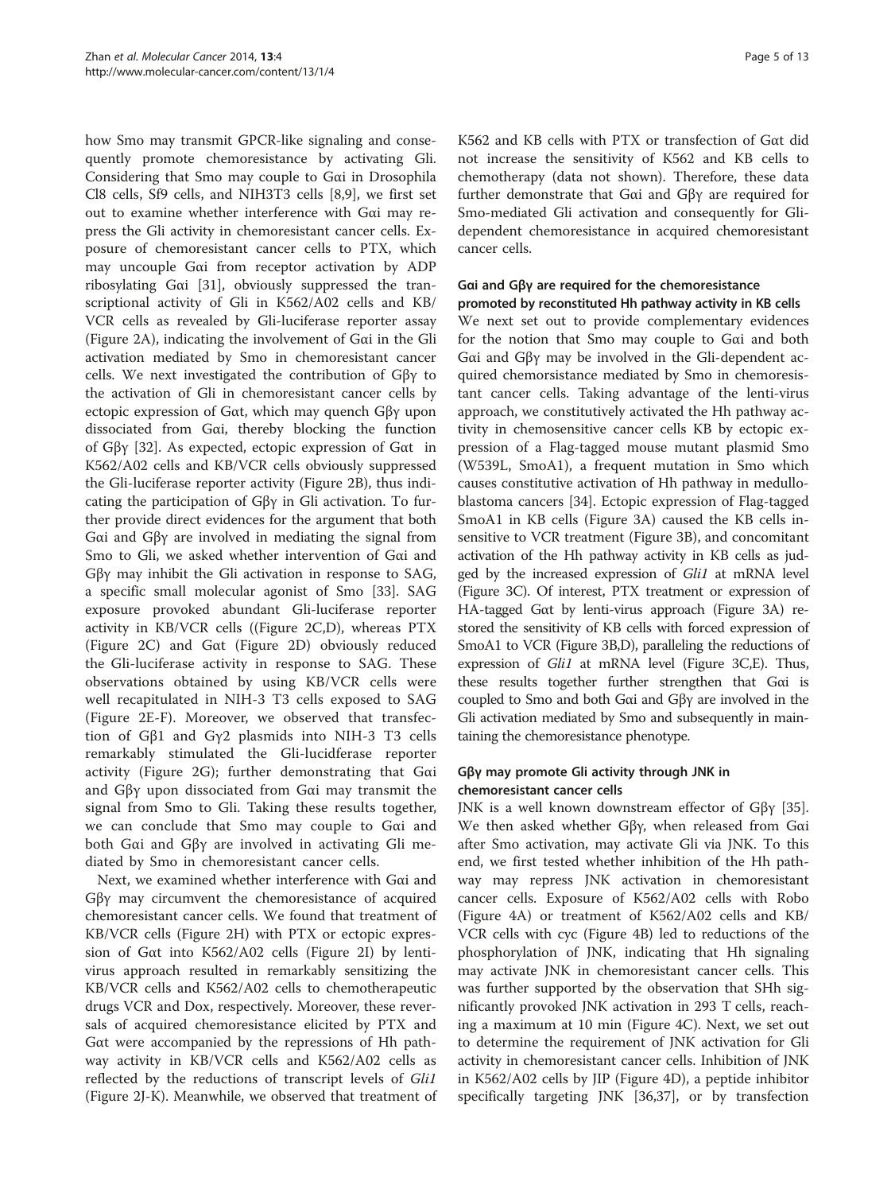how Smo may transmit GPCR-like signaling and consequently promote chemoresistance by activating Gli. Considering that Smo may couple to Gαi in Drosophila Cl8 cells, Sf9 cells, and NIH3T3 cells [8,9], we first set out to examine whether interference with Gαi may repress the Gli activity in chemoresistant cancer cells. Exposure of chemoresistant cancer cells to PTX, which may uncouple Gαi from receptor activation by ADP ribosylating Gαi [31], obviously suppressed the transcriptional activity of Gli in K562/A02 cells and KB/VCR cells as revealed by Gli-luciferase reporter assay (Figure 2A), indicating the involvement of Gαi in the Gli activation mediated by Smo in chemoresistant cancer cells. We next investigated the contribution of Gβγ to the activation of Gli in chemoresistant cancer cells by ectopic expression of Gαt, which may quench Gβγ upon dissociated from Gαi, thereby blocking the function of Gβγ [32]. As expected, ectopic expression of Gαt in K562/A02 cells and KB/VCR cells obviously suppressed the Gli-luciferase reporter activity (Figure 2B), thus indicating the participation of Gβγ in Gli activation. To further provide direct evidences for the argument that both Gαi and Gβγ are involved in mediating the signal from Smo to Gli, we asked whether intervention of Gαi and Gβγ may inhibit the Gli activation in response to SAG, a specific small molecular agonist of Smo [33]. SAG exposure provoked abundant Gli-luciferase reporter activity in KB/VCR cells ((Figure 2C,D), whereas PTX (Figure 2C) and Gαt (Figure 2D) obviously reduced the Gli-luciferase activity in response to SAG. These observations obtained by using KB/VCR cells were well recapitulated in NIH-3 T3 cells exposed to SAG (Figure 2E-F). Moreover, we observed that transfection of Gβ1 and Gγ2 plasmids into NIH-3 T3 cells remarkably stimulated the Gli-lucidferase reporter activity (Figure 2G); further demonstrating that Gαi and Gβγ upon dissociated from Gαi may transmit the signal from Smo to Gli. Taking these results together, we can conclude that Smo may couple to Gαi and both Gαi and Gβγ are involved in activating Gli mediated by Smo in chemoresistant cancer cells.

Next, we examined whether interference with Gαi and Gβγ may circumvent the chemoresistance of acquired chemoresistant cancer cells. We found that treatment of KB/VCR cells (Figure 2H) with PTX or ectopic expression of Gαt into K562/A02 cells (Figure 2I) by lenti-virus approach resulted in remarkably sensitizing the KB/VCR cells and K562/A02 cells to chemotherapeutic drugs VCR and Dox, respectively. Moreover, these reversals of acquired chemoresistance elicited by PTX and Gαt were accompanied by the repressions of Hh pathway activity in KB/VCR cells and K562/A02 cells as reflected by the reductions of transcript levels of *Gli1* (Figure 2J-K). Meanwhile, we observed that treatment of K562 and KB cells with PTX or transfection of Gαt did not increase the sensitivity of K562 and KB cells to chemotherapy (data not shown). Therefore, these data further demonstrate that Gαi and Gβγ are required for Smo-mediated Gli activation and consequently for Gli-dependent chemoresistance in acquired chemoresistant cancer cells.

### Gαi and Gβγ are required for the chemoresistance promoted by reconstituted Hh pathway activity in KB cells

We next set out to provide complementary evidences for the notion that Smo may couple to Gαi and both Gαi and Gβγ may be involved in the Gli-dependent acquired chemorsistance mediated by Smo in chemoresistant cancer cells. Taking advantage of the lenti-virus approach, we constitutively activated the Hh pathway activity in chemosensitive cancer cells KB by ectopic expression of a Flag-tagged mouse mutant plasmid Smo (W539L, SmoA1), a frequent mutation in Smo which causes constitutive activation of Hh pathway in medulloblastoma cancers [34]. Ectopic expression of Flag-tagged SmoA1 in KB cells (Figure 3A) caused the KB cells insensitive to VCR treatment (Figure 3B), and concomitant activation of the Hh pathway activity in KB cells as judged by the increased expression of *Gli1* at mRNA level (Figure 3C). Of interest, PTX treatment or expression of HA-tagged Gαt by lenti-virus approach (Figure 3A) restored the sensitivity of KB cells with forced expression of SmoA1 to VCR (Figure 3B,D), paralleling the reductions of expression of *Gli1* at mRNA level (Figure 3C,E). Thus, these results together further strengthen that Gαi is coupled to Smo and both Gαi and Gβγ are involved in the Gli activation mediated by Smo and subsequently in maintaining the chemoresistance phenotype.

### Gβγ may promote Gli activity through JNK in chemoresistant cancer cells

JNK is a well known downstream effector of Gβγ [35]. We then asked whether Gβγ, when released from Gαi after Smo activation, may activate Gli via JNK. To this end, we first tested whether inhibition of the Hh pathway may repress JNK activation in chemoresistant cancer cells. Exposure of K562/A02 cells with Robo (Figure 4A) or treatment of K562/A02 cells and KB/VCR cells with cyc (Figure 4B) led to reductions of the phosphorylation of JNK, indicating that Hh signaling may activate JNK in chemoresistant cancer cells. This was further supported by the observation that SHh significantly provoked JNK activation in 293 T cells, reaching a maximum at 10 min (Figure 4C). Next, we set out to determine the requirement of JNK activation for Gli activity in chemoresistant cancer cells. Inhibition of JNK in K562/A02 cells by JIP (Figure 4D), a peptide inhibitor specifically targeting JNK [36,37], or by transfection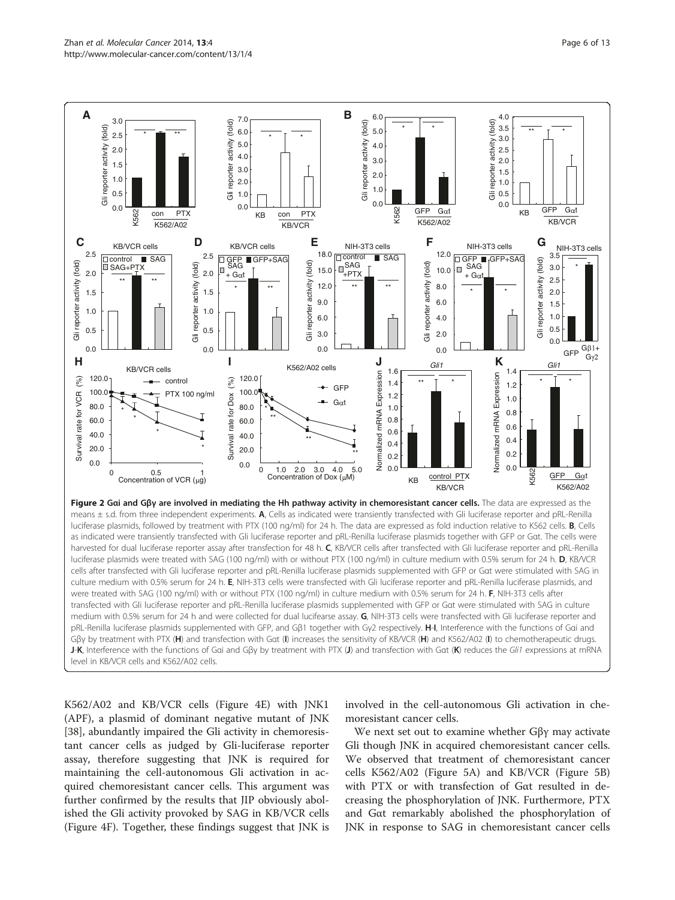**Figure 2 Gαi and Gβγ are involved in mediating the Hh pathway activity in chemoresistant cancer cells.** The data are expressed as the means ± s.d. from three independent experiments. **A**, Cells as indicated were transiently transfected with Gli luciferase reporter and pRL-Renilla luciferase plasmids, followed by treatment with PTX (100 ng/ml) for 24 h. The data are expressed as fold induction relative to K562 cells. **B**, Cells as indicated were transiently transfected with Gli luciferase reporter and pRL-Renilla luciferase plasmids together with GFP or Gαt. The cells were harvested for dual luciferase reporter assay after transfection for 48 h. **C**, KB/VCR cells after transfected with Gli luciferase reporter and pRL-Renilla luciferase plasmids were treated with SAG (100 ng/ml) with or without PTX (100 ng/ml) in culture medium with 0.5% serum for 24 h. **D**, KB/VCR cells after transfected with Gli luciferase reporter and pRL-Renilla luciferase plasmids supplemented with GFP or Gαt were stimulated with SAG in culture medium with 0.5% serum for 24 h. **E**, NIH-3T3 cells were transfected with Gli luciferase reporter and pRL-Renilla luciferase plasmids, and were treated with SAG (100 ng/ml) with or without PTX (100 ng/ml) in culture medium with 0.5% serum for 24 h. **F**, NIH-3T3 cells after transfected with Gli luciferase reporter and pRL-Renilla luciferase plasmids supplemented with GFP or Gαt were stimulated with SAG in culture medium with 0.5% serum for 24 h and were collected for dual lucifearse assay. **G**, NIH-3T3 cells were transfected with Gli luciferase reporter and pRL-Renilla luciferase plasmids supplemented with GFP, and Gβ1 together with Gγ2 respectively. **H**-**I**, Interference with the functions of Gαi and Gβγ by treatment with PTX (**H**) and transfection with Gαt (**I**) increases the sensitivity of KB/VCR (**H**) and K562/A02 (**I**) to chemotherapeutic drugs. **J**-**K**, Interference with the functions of Gαi and Gβγ by treatment with PTX (**J**) and transfection with Gαt (**K**) reduces the *Gli1* expressions at mRNA level in KB/VCR cells and K562/A02 cells.

K562/A02 and KB/VCR cells (Figure 4E) with JNK1 (APF), a plasmid of dominant negative mutant of JNK [38], abundantly impaired the Gli activity in chemoresistant cancer cells as judged by Gli-luciferase reporter assay, therefore suggesting that JNK is required for maintaining the cell-autonomous Gli activation in acquired chemoresistant cancer cells. This argument was further confirmed by the results that JIP obviously abolished the Gli activity provoked by SAG in KB/VCR cells (Figure 4F). Together, these findings suggest that JNK is involved in the cell-autonomous Gli activation in chemoresistant cancer cells.

We next set out to examine whether Gβγ may activate Gli though JNK in acquired chemoresistant cancer cells. We observed that treatment of chemoresistant cancer cells K562/A02 (Figure 5A) and KB/VCR (Figure 5B) with PTX or with transfection of Gαt resulted in decreasing the phosphorylation of JNK. Furthermore, PTX and Gαt remarkably abolished the phosphorylation of JNK in response to SAG in chemoresistant cancer cells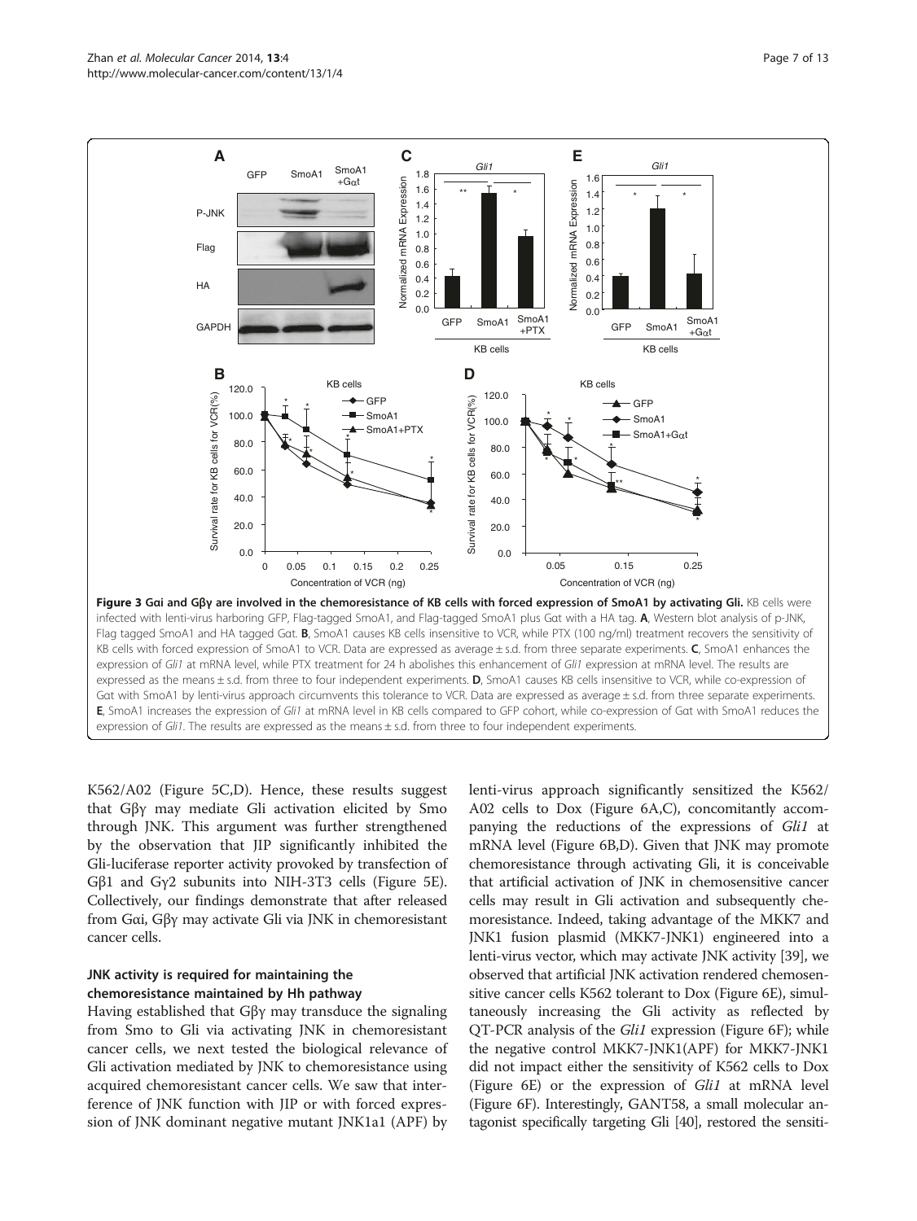A
GFP SmoA1 SmoA1 +Gαt
P-JNK
Flag
HA
GAPDH

C
Gli1
Normalized mRNA Expression
1.8
1.6
1.4
1.2
1.0
0.8
0.6
0.4
0.2
0.0
**
*
GFP SmoA1 SmoA1 +PTX
KB cells

E
Gli1
Normalized mRNA Expression
1.6
1.4
1.2
1.0
0.8
0.6
0.4
0.2
0.0
*
*
GFP SmoA1 SmoA1 +Gαt
KB cells

B
KB cells
Survival rate for KB cells for VCR(%)
120.0
100.0
80.0
60.0
40.0
20.0
0.0
0 0.05 0.1 0.15 0.2 0.25
Concentration of VCR (ng)
GFP
SmoA1
SmoA1+PTX

D
KB cells
Survival rate for KB cells for VCR(%)
120.0
100.0
80.0
60.0
40.0
20.0
0.0
0.05 0.15 0.25
Concentration of VCR (ng)
GFP
SmoA1
SmoA1+Gαt

**Figure 3 Gαi and Gβγ are involved in the chemoresistance of KB cells with forced expression of SmoA1 by activating Gli.** KB cells were infected with lenti-virus harboring GFP, Flag-tagged SmoA1, and Flag-tagged SmoA1 plus Gαt with a HA tag. **A**, Western blot analysis of p-JNK, Flag tagged SmoA1 and HA tagged Gαt. **B**, SmoA1 causes KB cells insensitive to VCR, while PTX (100 ng/ml) treatment recovers the sensitivity of KB cells with forced expression of SmoA1 to VCR. Data are expressed as average ± s.d. from three separate experiments. **C**, SmoA1 enhances the expression of *Gli1* at mRNA level, while PTX treatment for 24 h abolishes this enhancement of *Gli1* expression at mRNA level. The results are expressed as the means ± s.d. from three to four independent experiments. **D**, SmoA1 causes KB cells insensitive to VCR, while co-expression of Gαt with SmoA1 by lenti-virus approach circumvents this tolerance to VCR. Data are expressed as average ± s.d. from three separate experiments. **E**, SmoA1 increases the expression of *Gli1* at mRNA level in KB cells compared to GFP cohort, while co-expression of Gαt with SmoA1 reduces the expression of *Gli1*. The results are expressed as the means ± s.d. from three to four independent experiments.

K562/A02 (Figure 5C,D). Hence, these results suggest that Gβγ may mediate Gli activation elicited by Smo through JNK. This argument was further strengthened by the observation that JIP significantly inhibited the Gli-luciferase reporter activity provoked by transfection of Gβ1 and Gγ2 subunits into NIH-3T3 cells (Figure 5E). Collectively, our findings demonstrate that after released from Gαi, Gβγ may activate Gli via JNK in chemoresistant cancer cells.

### JNK activity is required for maintaining the chemoresistance maintained by Hh pathway

Having established that Gβγ may transduce the signaling from Smo to Gli via activating JNK in chemoresistant cancer cells, we next tested the biological relevance of Gli activation mediated by JNK to chemoresistance using acquired chemoresistant cancer cells. We saw that interference of JNK function with JIP or with forced expression of JNK dominant negative mutant JNK1a1 (APF) by lenti-virus approach significantly sensitized the K562/A02 cells to Dox (Figure 6A,C), concomitantly accompanying the reductions of the expressions of *Gli1* at mRNA level (Figure 6B,D). Given that JNK may promote chemoresistance through activating Gli, it is conceivable that artificial activation of JNK in chemosensitive cancer cells may result in Gli activation and subsequently chemoresistance. Indeed, taking advantage of the MKK7 and JNK1 fusion plasmid (MKK7-JNK1) engineered into a lenti-virus vector, which may activate JNK activity [39], we observed that artificial JNK activation rendered chemosensitive cancer cells K562 tolerant to Dox (Figure 6E), simultaneously increasing the Gli activity as reflected by QT-PCR analysis of the *Gli1* expression (Figure 6F); while the negative control MKK7-JNK1(APF) for MKK7-JNK1 did not impact either the sensitivity of K562 cells to Dox (Figure 6E) or the expression of *Gli1* at mRNA level (Figure 6F). Interestingly, GANT58, a small molecular antagonist specifically targeting Gli [40], restored the sensiti-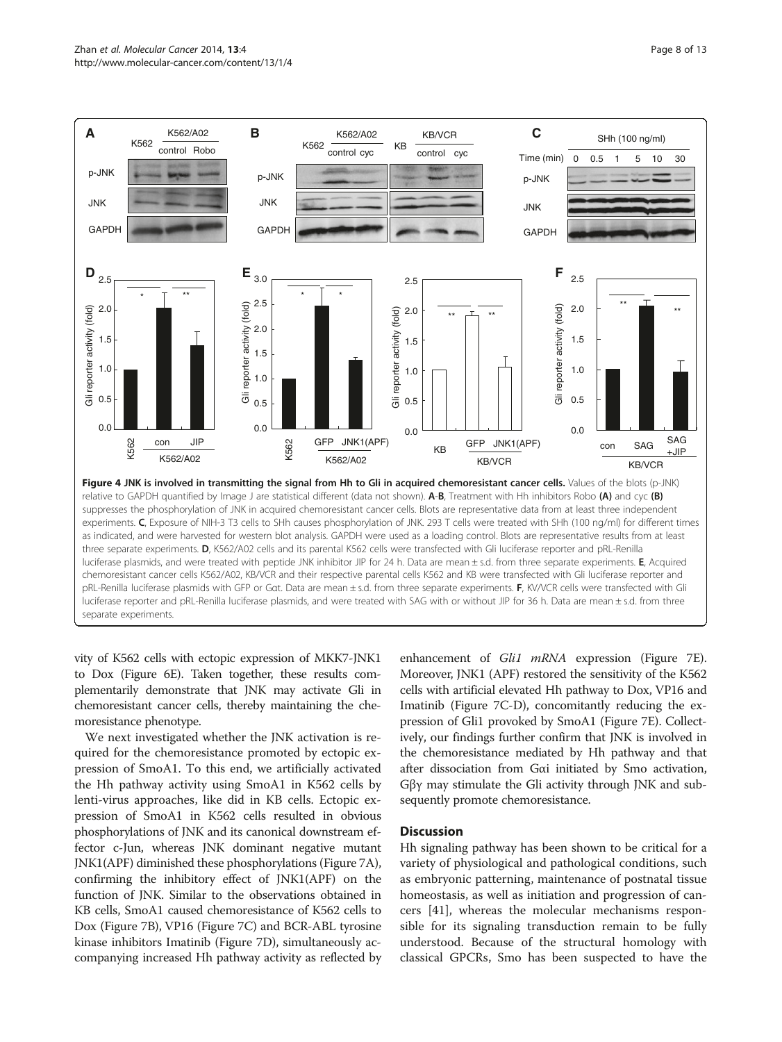A

K562 K562/A02 control Robo

p-JNK

JNK

GAPDH

B

K562 K562/A02 control cyc

KB KB/VCR control cyc

p-JNK

JNK

GAPDH

C

SHh (100 ng/ml)

Time (min) 0 0.5 1 5 10 30

p-JNK

JNK

GAPDH

D

Gli reporter activity (fold)

2.5 2.0 1.5 1.0 0.5 0.0

\* \*\*

K562 con JIP

K562/A02

E

Gli reporter activity (fold)

3.0 2.5 2.0 1.5 1.0 0.5 0.0

\* \*

K562 GFP JNK1(APF)

K562/A02

Gli reporter activity (fold)

2.5 2.0 1.5 1.0 0.5 0.0

\*\* \*\*

KB GFP JNK1(APF)

KB/VCR

F

Gli reporter activity (fold)

2.5 2.0 1.5 1.0 0.5 0.0

\*\* \*\*

con SAG SAG +JIP

KB/VCR

**Figure 4 JNK is involved in transmitting the signal from Hh to Gli in acquired chemoresistant cancer cells.** Values of the blots (p-JNK) relative to GAPDH quantified by Image J are statistical different (data not shown). **A**-**B**, Treatment with Hh inhibitors Robo **(A)** and cyc **(B)** suppresses the phosphorylation of JNK in acquired chemoresistant cancer cells. Blots are representative data from at least three independent experiments. **C**, Exposure of NIH-3 T3 cells to SHh causes phosphorylation of JNK. 293 T cells were treated with SHh (100 ng/ml) for different times as indicated, and were harvested for western blot analysis. GAPDH were used as a loading control. Blots are representative results from at least three separate experiments. **D**, K562/A02 cells and its parental K562 cells were transfected with Gli luciferase reporter and pRL-Renilla luciferase plasmids, and were treated with peptide JNK inhibitor JIP for 24 h. Data are mean ± s.d. from three separate experiments. **E**, Acquired chemoresistant cancer cells K562/A02, KB/VCR and their respective parental cells K562 and KB were transfected with Gli luciferase reporter and pRL-Renilla luciferase plasmids with GFP or Gαt. Data are mean ± s.d. from three separate experiments. **F**, KV/VCR cells were transfected with Gli luciferase reporter and pRL-Renilla luciferase plasmids, and were treated with SAG with or without JIP for 36 h. Data are mean ± s.d. from three separate experiments.

vity of K562 cells with ectopic expression of MKK7-JNK1 to Dox (Figure 6E). Taken together, these results complementarily demonstrate that JNK may activate Gli in chemoresistant cancer cells, thereby maintaining the chemoresistance phenotype.

We next investigated whether the JNK activation is required for the chemoresistance promoted by ectopic expression of SmoA1. To this end, we artificially activated the Hh pathway activity using SmoA1 in K562 cells by lenti-virus approaches, like did in KB cells. Ectopic expression of SmoA1 in K562 cells resulted in obvious phosphorylations of JNK and its canonical downstream effector c-Jun, whereas JNK dominant negative mutant JNK1(APF) diminished these phosphorylations (Figure 7A), confirming the inhibitory effect of JNK1(APF) on the function of JNK. Similar to the observations obtained in KB cells, SmoA1 caused chemoresistance of K562 cells to Dox (Figure 7B), VP16 (Figure 7C) and BCR-ABL tyrosine kinase inhibitors Imatinib (Figure 7D), simultaneously accompanying increased Hh pathway activity as reflected by enhancement of *Gli1 mRNA* expression (Figure 7E). Moreover, JNK1 (APF) restored the sensitivity of the K562 cells with artificial elevated Hh pathway to Dox, VP16 and Imatinib (Figure 7C-D), concomitantly reducing the expression of Gli1 provoked by SmoA1 (Figure 7E). Collectively, our findings further confirm that JNK is involved in the chemoresistance mediated by Hh pathway and that after dissociation from Gαi initiated by Smo activation, Gβγ may stimulate the Gli activity through JNK and subsequently promote chemoresistance.

## Discussion

Hh signaling pathway has been shown to be critical for a variety of physiological and pathological conditions, such as embryonic patterning, maintenance of postnatal tissue homeostasis, as well as initiation and progression of cancers [41], whereas the molecular mechanisms responsible for its signaling transduction remain to be fully understood. Because of the structural homology with classical GPCRs, Smo has been suspected to have the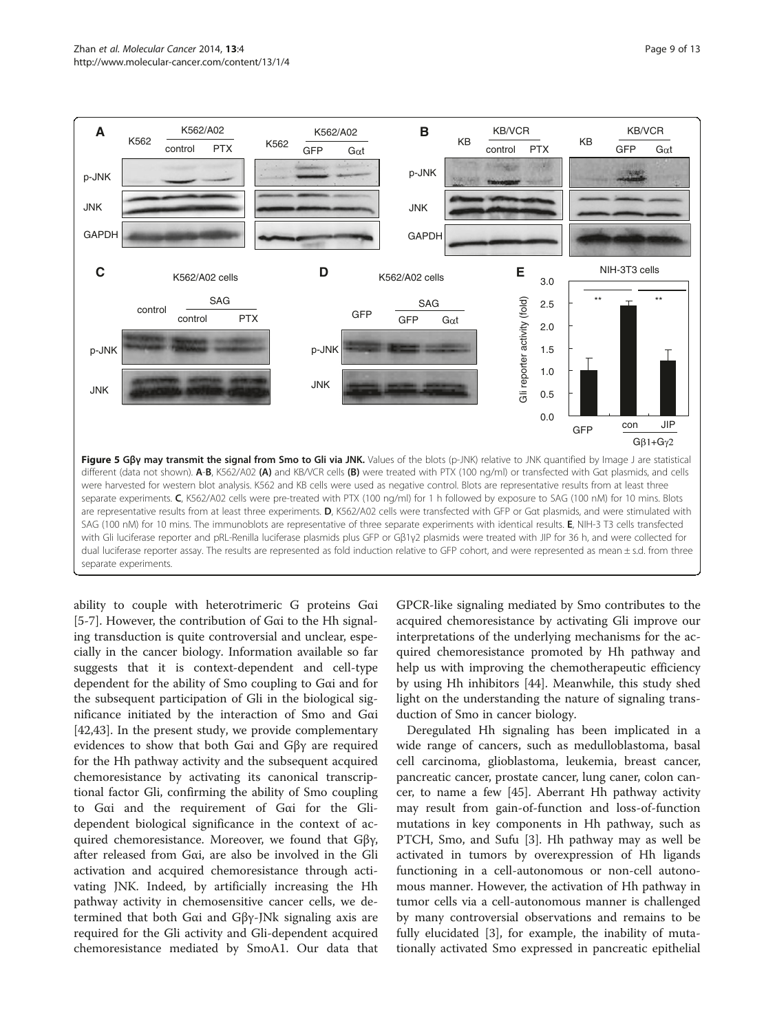**Figure 5 Gβγ may transmit the signal from Smo to Gli via JNK.** Values of the blots (p-JNK) relative to JNK quantified by Image J are statistical different (data not shown). **A**-**B**, K562/A02 **(A)** and KB/VCR cells **(B)** were treated with PTX (100 ng/ml) or transfected with Gαt plasmids, and cells were harvested for western blot analysis. K562 and KB cells were used as negative control. Blots are representative results from at least three separate experiments. **C**, K562/A02 cells were pre-treated with PTX (100 ng/ml) for 1 h followed by exposure to SAG (100 nM) for 10 mins. Blots are representative results from at least three experiments. **D**, K562/A02 cells were transfected with GFP or Gαt plasmids, and were stimulated with SAG (100 nM) for 10 mins. The immunoblots are representative of three separate experiments with identical results. **E**, NIH-3 T3 cells transfected with Gli luciferase reporter and pRL-Renilla luciferase plasmids plus GFP or Gβ1γ2 plasmids were treated with JIP for 36 h, and were collected for dual luciferase reporter assay. The results are represented as fold induction relative to GFP cohort, and were represented as mean ± s.d. from three separate experiments.

ability to couple with heterotrimeric G proteins Gαi [5-7]. However, the contribution of Gαi to the Hh signaling transduction is quite controversial and unclear, especially in the cancer biology. Information available so far suggests that it is context-dependent and cell-type dependent for the ability of Smo coupling to Gαi and for the subsequent participation of Gli in the biological significance initiated by the interaction of Smo and Gαi [42,43]. In the present study, we provide complementary evidences to show that both Gαi and Gβγ are required for the Hh pathway activity and the subsequent acquired chemoresistance by activating its canonical transcriptional factor Gli, confirming the ability of Smo coupling to Gαi and the requirement of Gαi for the Gli-dependent biological significance in the context of acquired chemoresistance. Moreover, we found that Gβγ, after released from Gαi, are also be involved in the Gli activation and acquired chemoresistance through activating JNK. Indeed, by artificially increasing the Hh pathway activity in chemosensitive cancer cells, we determined that both Gαi and Gβγ-JNk signaling axis are required for the Gli activity and Gli-dependent acquired chemoresistance mediated by SmoA1. Our data that GPCR-like signaling mediated by Smo contributes to the acquired chemoresistance by activating Gli improve our interpretations of the underlying mechanisms for the acquired chemoresistance promoted by Hh pathway and help us with improving the chemotherapeutic efficiency by using Hh inhibitors [44]. Meanwhile, this study shed light on the understanding the nature of signaling transduction of Smo in cancer biology.

Deregulated Hh signaling has been implicated in a wide range of cancers, such as medulloblastoma, basal cell carcinoma, glioblastoma, leukemia, breast cancer, pancreatic cancer, prostate cancer, lung caner, colon cancer, to name a few [45]. Aberrant Hh pathway activity may result from gain-of-function and loss-of-function mutations in key components in Hh pathway, such as PTCH, Smo, and Sufu [3]. Hh pathway may as well be activated in tumors by overexpression of Hh ligands functioning in a cell-autonomous or non-cell autonomous manner. However, the activation of Hh pathway in tumor cells via a cell-autonomous manner is challenged by many controversial observations and remains to be fully elucidated [3], for example, the inability of mutationally activated Smo expressed in pancreatic epithelial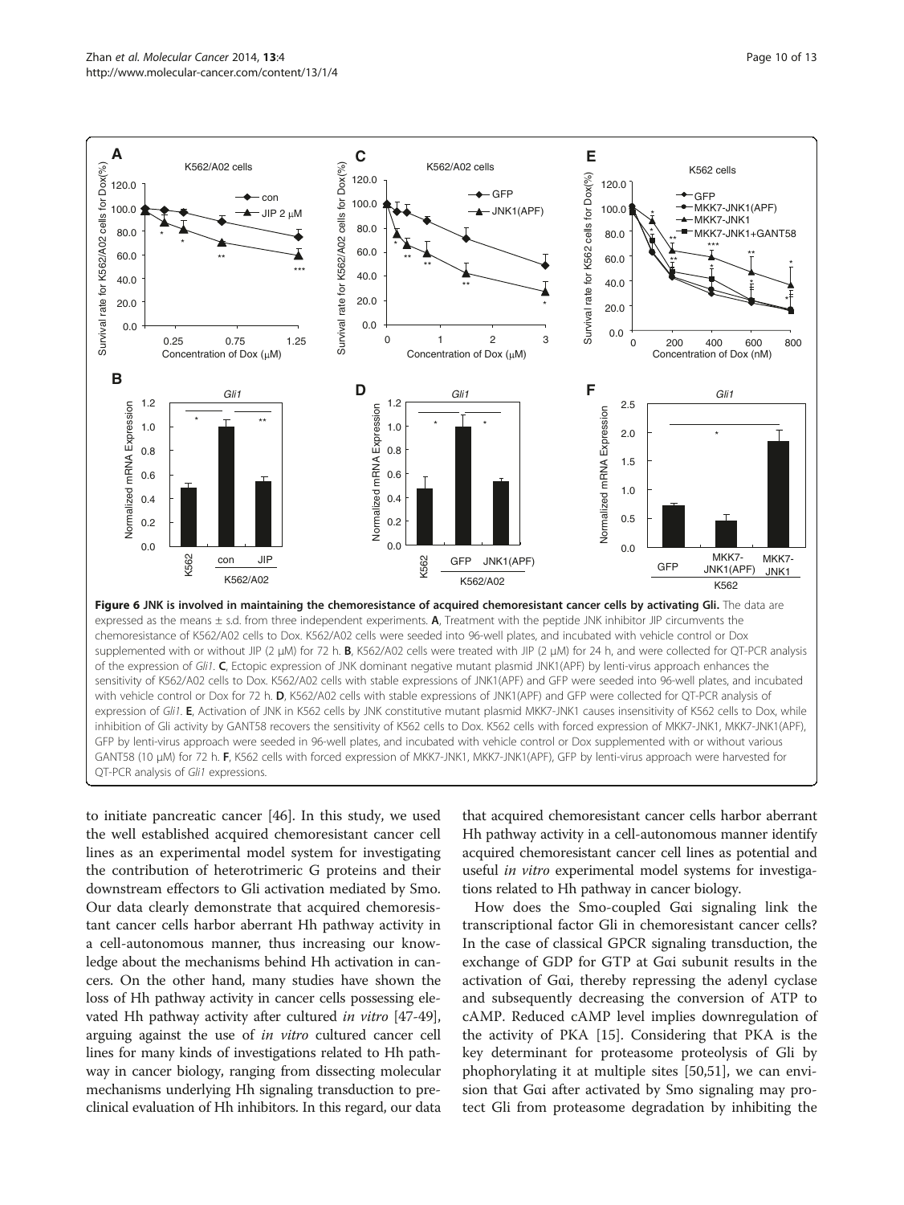A

K562/A02 cells

Survival rate for K562/A02 cells for Dox(%)

120.0
100.0
80.0
60.0
40.0
20.0
0.0

0.25 0.75 1.25

Concentration of Dox (μM)

con

JIP 2 μM

B

*Gli1*

Normalized mRNA Expression

1.2
1.0
0.8
0.6
0.4
0.2
0.0

K562 con JIP

K562/A02

C

K562/A02 cells

Survival rate for K562/A02 cells for Dox(%)

120.0
100.0
80.0
60.0
40.0
20.0
0.0

0 1 2 3

Concentration of Dox (μM)

GFP

JNK1(APF)

D

*Gli1*

Normalized mRNA Expression

1.2
1.0
0.8
0.6
0.4
0.2
0.0

K562 GFP JNK1(APF)

K562/A02

E

K562 cells

Survival rate for K562 cells for Dox(%)

120.0
100.0
80.0
60.0
40.0
20.0
0.0

0 200 400 600 800

Concentration of Dox (nM)

GFP

MKK7-JNK1(APF)

MKK7-JNK1

MKK7-JNK1+GANT58

F

*Gli1*

Normalized mRNA Expression

2.5
2.0
1.5
1.0
0.5
0.0

GFP MKK7-JNK1(APF) MKK7-JNK1

K562

**Figure 6 JNK is involved in maintaining the chemoresistance of acquired chemoresistant cancer cells by activating Gli.** The data are expressed as the means ± s.d. from three independent experiments. **A**, Treatment with the peptide JNK inhibitor JIP circumvents the chemoresistance of K562/A02 cells to Dox. K562/A02 cells were seeded into 96-well plates, and incubated with vehicle control or Dox supplemented with or without JIP (2 μM) for 72 h. **B**, K562/A02 cells were treated with JIP (2 μM) for 24 h, and were collected for QT-PCR analysis of the expression of *Gli1*. **C**, Ectopic expression of JNK dominant negative mutant plasmid JNK1(APF) by lenti-virus approach enhances the sensitivity of K562/A02 cells to Dox. K562/A02 cells with stable expressions of JNK1(APF) and GFP were seeded into 96-well plates, and incubated with vehicle control or Dox for 72 h. **D**, K562/A02 cells with stable expressions of JNK1(APF) and GFP were collected for QT-PCR analysis of expression of *Gli1*. **E**, Activation of JNK in K562 cells by JNK constitutive mutant plasmid MKK7-JNK1 causes insensitivity of K562 cells to Dox, while inhibition of Gli activity by GANT58 recovers the sensitivity of K562 cells to Dox. K562 cells with forced expression of MKK7-JNK1, MKK7-JNK1(APF), GFP by lenti-virus approach were seeded in 96-well plates, and incubated with vehicle control or Dox supplemented with or without various GANT58 (10 μM) for 72 h. **F**, K562 cells with forced expression of MKK7-JNK1, MKK7-JNK1(APF), GFP by lenti-virus approach were harvested for QT-PCR analysis of *Gli1* expressions.

to initiate pancreatic cancer [46]. In this study, we used the well established acquired chemoresistant cancer cell lines as an experimental model system for investigating the contribution of heterotrimeric G proteins and their downstream effectors to Gli activation mediated by Smo. Our data clearly demonstrate that acquired chemoresistant cancer cells harbor aberrant Hh pathway activity in a cell-autonomous manner, thus increasing our knowledge about the mechanisms behind Hh activation in cancers. On the other hand, many studies have shown the loss of Hh pathway activity in cancer cells possessing elevated Hh pathway activity after cultured *in vitro* [47-49], arguing against the use of *in vitro* cultured cancer cell lines for many kinds of investigations related to Hh pathway in cancer biology, ranging from dissecting molecular mechanisms underlying Hh signaling transduction to preclinical evaluation of Hh inhibitors. In this regard, our data that acquired chemoresistant cancer cells harbor aberrant Hh pathway activity in a cell-autonomous manner identify acquired chemoresistant cancer cell lines as potential and useful *in vitro* experimental model systems for investigations related to Hh pathway in cancer biology.

How does the Smo-coupled Gαi signaling link the transcriptional factor Gli in chemoresistant cancer cells? In the case of classical GPCR signaling transduction, the exchange of GDP for GTP at Gαi subunit results in the activation of Gαi, thereby repressing the adenyl cyclase and subsequently decreasing the conversion of ATP to cAMP. Reduced cAMP level implies downregulation of the activity of PKA [15]. Considering that PKA is the key determinant for proteasome proteolysis of Gli by phophorylating it at multiple sites [50,51], we can envision that Gαi after activated by Smo signaling may protect Gli from proteasome degradation by inhibiting the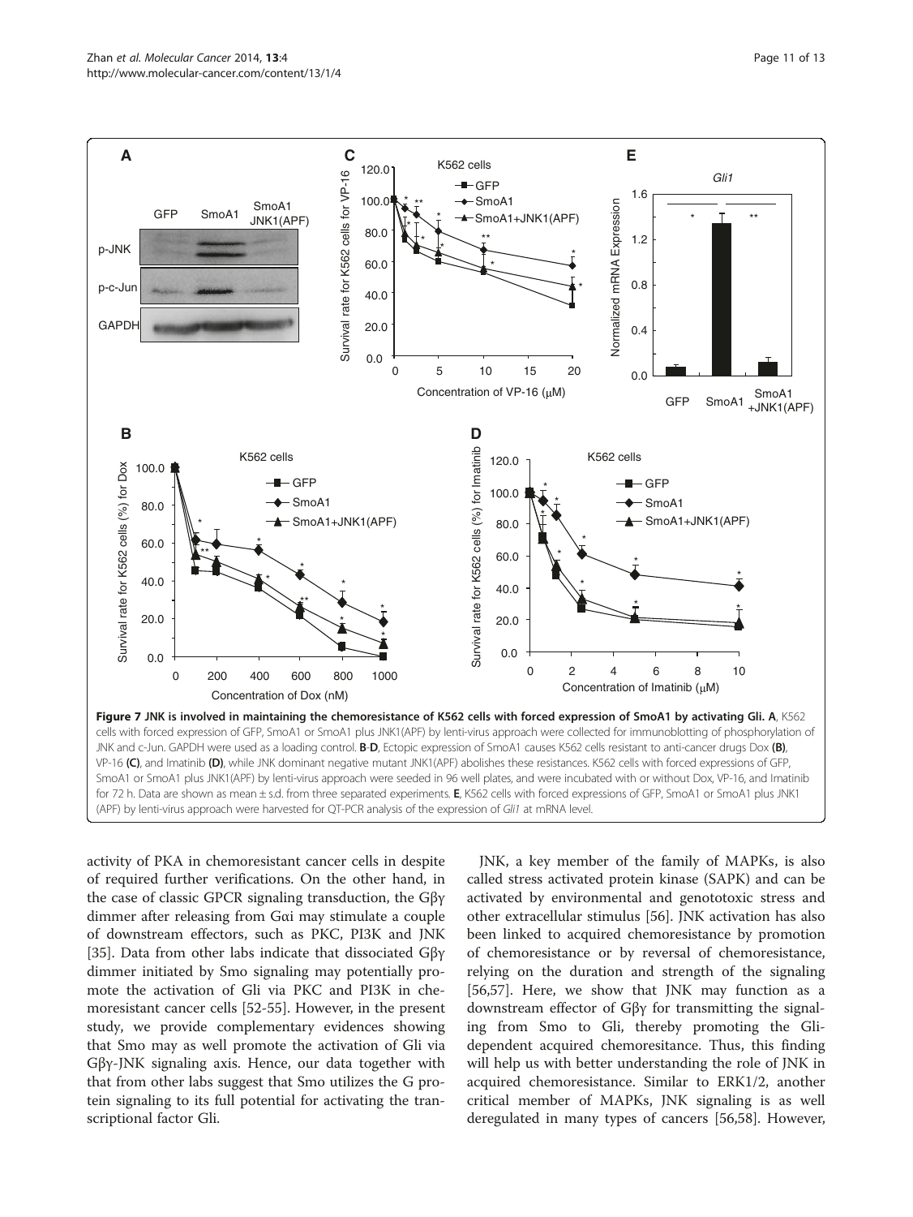**Figure 7 JNK is involved in maintaining the chemoresistance of K562 cells with forced expression of SmoA1 by activating Gli. A**, K562 cells with forced expression of GFP, SmoA1 or SmoA1 plus JNK1(APF) by lenti-virus approach were collected for immunoblotting of phosphorylation of JNK and c-Jun. GAPDH were used as a loading control. **B**-**D**, Ectopic expression of SmoA1 causes K562 cells resistant to anti-cancer drugs Dox **(B)**, VP-16 **(C)**, and Imatinib **(D)**, while JNK dominant negative mutant JNK1(APF) abolishes these resistances. K562 cells with forced expressions of GFP, SmoA1 or SmoA1 plus JNK1(APF) by lenti-virus approach were seeded in 96 well plates, and were incubated with or without Dox, VP-16, and Imatinib for 72 h. Data are shown as mean ± s.d. from three separated experiments. **E**, K562 cells with forced expressions of GFP, SmoA1 or SmoA1 plus JNK1 (APF) by lenti-virus approach were harvested for QT-PCR analysis of the expression of *Gli1* at mRNA level.

activity of PKA in chemoresistant cancer cells in despite of required further verifications. On the other hand, in the case of classic GPCR signaling transduction, the Gβγ dimmer after releasing from Gαi may stimulate a couple of downstream effectors, such as PKC, PI3K and JNK [35]. Data from other labs indicate that dissociated Gβγ dimmer initiated by Smo signaling may potentially promote the activation of Gli via PKC and PI3K in chemoresistant cancer cells [52-55]. However, in the present study, we provide complementary evidences showing that Smo may as well promote the activation of Gli via Gβγ-JNK signaling axis. Hence, our data together with that from other labs suggest that Smo utilizes the G protein signaling to its full potential for activating the transcriptional factor Gli.

JNK, a key member of the family of MAPKs, is also called stress activated protein kinase (SAPK) and can be activated by environmental and genototoxic stress and other extracellular stimulus [56]. JNK activation has also been linked to acquired chemoresistance by promotion of chemoresistance or by reversal of chemoresistance, relying on the duration and strength of the signaling [56,57]. Here, we show that JNK may function as a downstream effector of Gβγ for transmitting the signaling from Smo to Gli, thereby promoting the Gli-dependent acquired chemoresitance. Thus, this finding will help us with better understanding the role of JNK in acquired chemoresistance. Similar to ERK1/2, another critical member of MAPKs, JNK signaling is as well deregulated in many types of cancers [56,58]. However,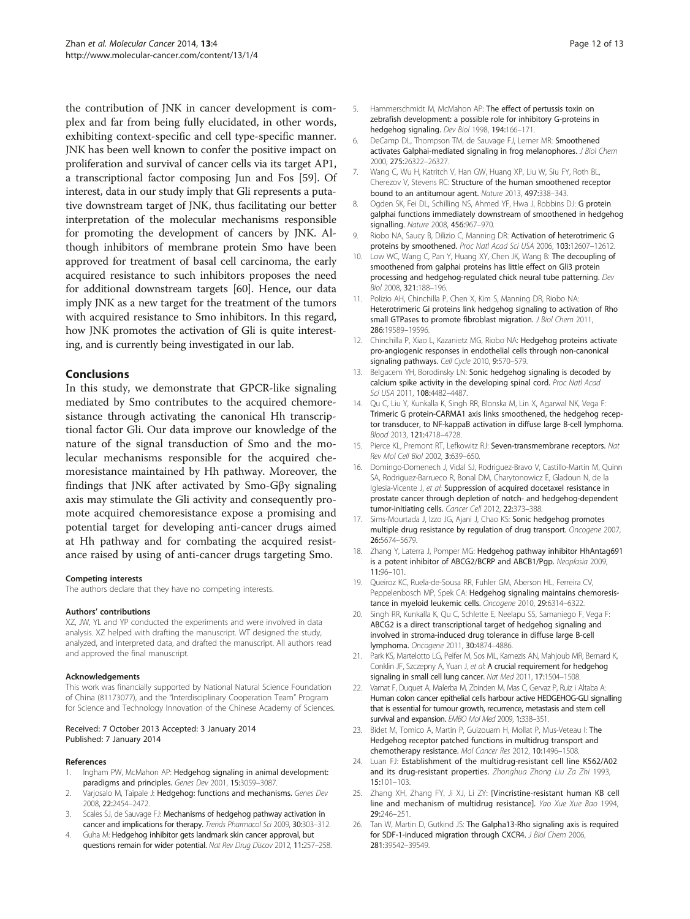the contribution of JNK in cancer development is complex and far from being fully elucidated, in other words, exhibiting context-specific and cell type-specific manner. JNK has been well known to confer the positive impact on proliferation and survival of cancer cells via its target AP1, a transcriptional factor composing Jun and Fos [59]. Of interest, data in our study imply that Gli represents a putative downstream target of JNK, thus facilitating our better interpretation of the molecular mechanisms responsible for promoting the development of cancers by JNK. Although inhibitors of membrane protein Smo have been approved for treatment of basal cell carcinoma, the early acquired resistance to such inhibitors proposes the need for additional downstream targets [60]. Hence, our data imply JNK as a new target for the treatment of the tumors with acquired resistance to Smo inhibitors. In this regard, how JNK promotes the activation of Gli is quite interesting, and is currently being investigated in our lab.

## Conclusions

In this study, we demonstrate that GPCR-like signaling mediated by Smo contributes to the acquired chemoresistance through activating the canonical Hh transcriptional factor Gli. Our data improve our knowledge of the nature of the signal transduction of Smo and the molecular mechanisms responsible for the acquired chemoresistance maintained by Hh pathway. Moreover, the findings that JNK after activated by Smo-Gβγ signaling axis may stimulate the Gli activity and consequently promote acquired chemoresistance expose a promising and potential target for developing anti-cancer drugs aimed at Hh pathway and for combating the acquired resistance raised by using of anti-cancer drugs targeting Smo.

#### Competing interests

The authors declare that they have no competing interests.

#### Authors' contributions

XZ, JW, YL and YP conducted the experiments and were involved in data analysis. XZ helped with drafting the manuscript. WT designed the study, analyzed, and interpreted data, and drafted the manuscript. All authors read and approved the final manuscript.

#### Acknowledgements

This work was financially supported by National Natural Science Foundation of China (81173077), and the "Interdisciplinary Cooperation Team" Program for Science and Technology Innovation of the Chinese Academy of Sciences.

Received: 7 October 2013 Accepted: 3 January 2014
Published: 7 January 2014

#### References

1. Ingham PW, McMahon AP: **Hedgehog signaling in animal development: paradigms and principles.** *Genes Dev* 2001, **15:**3059–3087.
2. Varjosalo M, Taipale J: **Hedgehog: functions and mechanisms.** *Genes Dev* 2008, **22:**2454–2472.
3. Scales SJ, de Sauvage FJ: **Mechanisms of hedgehog pathway activation in cancer and implications for therapy.** *Trends Pharmacol Sci* 2009, **30:**303–312.
4. Guha M: **Hedgehog inhibitor gets landmark skin cancer approval, but questions remain for wider potential.** *Nat Rev Drug Discov* 2012, **11:**257–258.
5. Hammerschmidt M, McMahon AP: **The effect of pertussis toxin on zebrafish development: a possible role for inhibitory G-proteins in hedgehog signaling.** *Dev Biol* 1998, **194:**166–171.
6. DeCamp DL, Thompson TM, de Sauvage FJ, Lerner MR: **Smoothened activates Galphai-mediated signaling in frog melanophores.** *J Biol Chem* 2000, **275:**26322–26327.
7. Wang C, Wu H, Katritch V, Han GW, Huang XP, Liu W, Siu FY, Roth BL, Cherezov V, Stevens RC: **Structure of the human smoothened receptor bound to an antitumour agent.** *Nature* 2013, **497:**338–343.
8. Ogden SK, Fei DL, Schilling NS, Ahmed YF, Hwa J, Robbins DJ: **G protein galphai functions immediately downstream of smoothened in hedgehog signalling.** *Nature* 2008, **456:**967–970.
9. Riobo NA, Saucy B, Dilizio C, Manning DR: **Activation of heterotrimeric G proteins by smoothened.** *Proc Natl Acad Sci USA* 2006, **103:**12607–12612.
10. Low WC, Wang C, Pan Y, Huang XY, Chen JK, Wang B: **The decoupling of smoothened from galphai proteins has little effect on Gli3 protein processing and hedgehog-regulated chick neural tube patterning.** *Dev Biol* 2008, **321:**188–196.
11. Polizio AH, Chinchilla P, Chen X, Kim S, Manning DR, Riobo NA: **Heterotrimeric Gi proteins link hedgehog signaling to activation of Rho small GTPases to promote fibroblast migration.** *J Biol Chem* 2011, **286:**19589–19596.
12. Chinchilla P, Xiao L, Kazanietz MG, Riobo NA: **Hedgehog proteins activate pro-angiogenic responses in endothelial cells through non-canonical signaling pathways.** *Cell Cycle* 2010, **9:**570–579.
13. Belgacem YH, Borodinsky LN: **Sonic hedgehog signaling is decoded by calcium spike activity in the developing spinal cord.** *Proc Natl Acad Sci USA* 2011, **108:**4482–4487.
14. Qu C, Liu Y, Kunkalla K, Singh RR, Blonska M, Lin X, Agarwal NK, Vega F: **Trimeric G protein-CARMA1 axis links smoothened, the hedgehog receptor transducer, to NF-kappaB activation in diffuse large B-cell lymphoma.** *Blood* 2013, **121:**4718–4728.
15. Pierce KL, Premont RT, Lefkowitz RJ: **Seven-transmembrane receptors.** *Nat Rev Mol Cell Biol* 2002, **3:**639–650.
16. Domingo-Domenech J, Vidal SJ, Rodriguez-Bravo V, Castillo-Martin M, Quinn SA, Rodriguez-Barrueco R, Bonal DM, Charytonowicz E, Gladoun N, de la Iglesia-Vicente J, *et al*: **Suppression of acquired docetaxel resistance in prostate cancer through depletion of notch- and hedgehog-dependent tumor-initiating cells.** *Cancer Cell* 2012, **22:**373–388.
17. Sims-Mourtada J, Izzo JG, Ajani J, Chao KS: **Sonic hedgehog promotes multiple drug resistance by regulation of drug transport.** *Oncogene* 2007, **26:**5674–5679.
18. Zhang Y, Laterra J, Pomper MG: **Hedgehog pathway inhibitor HhAntag691 is a potent inhibitor of ABCG2/BCRP and ABCB1/Pgp.** *Neoplasia* 2009, **11:**96–101.
19. Queiroz KC, Ruela-de-Sousa RR, Fuhler GM, Aberson HL, Ferreira CV, Peppelenbosch MP, Spek CA: **Hedgehog signaling maintains chemoresistance in myeloid leukemic cells.** *Oncogene* 2010, **29:**6314–6322.
20. Singh RR, Kunkalla K, Qu C, Schlette E, Neelapu SS, Samaniego F, Vega F: **ABCG2 is a direct transcriptional target of hedgehog signaling and involved in stroma-induced drug tolerance in diffuse large B-cell lymphoma.** *Oncogene* 2011, **30:**4874–4886.
21. Park KS, Martelotto LG, Peifer M, Sos ML, Karnezis AN, Mahjoub MR, Bernard K, Conklin JF, Szczepny A, Yuan J, *et al*: **A crucial requirement for hedgehog signaling in small cell lung cancer.** *Nat Med* 2011, **17:**1504–1508.
22. Varnat F, Duquet A, Malerba M, Zbinden M, Mas C, Gervaz P, Ruiz i Altaba A: **Human colon cancer epithelial cells harbour active HEDGEHOG-GLI signalling that is essential for tumour growth, recurrence, metastasis and stem cell survival and expansion.** *EMBO Mol Med* 2009, **1:**338–351.
23. Bidet M, Tomico A, Martin P, Guizouarn H, Mollat P, Mus-Veteau I: **The Hedgehog receptor patched functions in multidrug transport and chemotherapy resistance.** *Mol Cancer Res* 2012, **10:**1496–1508.
24. Luan FJ: **Establishment of the multidrug-resistant cell line K562/A02 and its drug-resistant properties.** *Zhonghua Zhong Liu Za Zhi* 1993, **15:**101–103.
25. Zhang XH, Zhang FY, Ji XJ, Li ZY: **[Vincristine-resistant human KB cell line and mechanism of multidrug resistance].** *Yao Xue Xue Bao* 1994, **29:**246–251.
26. Tan W, Martin D, Gutkind JS: **The Galpha13-Rho signaling axis is required for SDF-1-induced migration through CXCR4.** *J Biol Chem* 2006, **281:**39542–39549.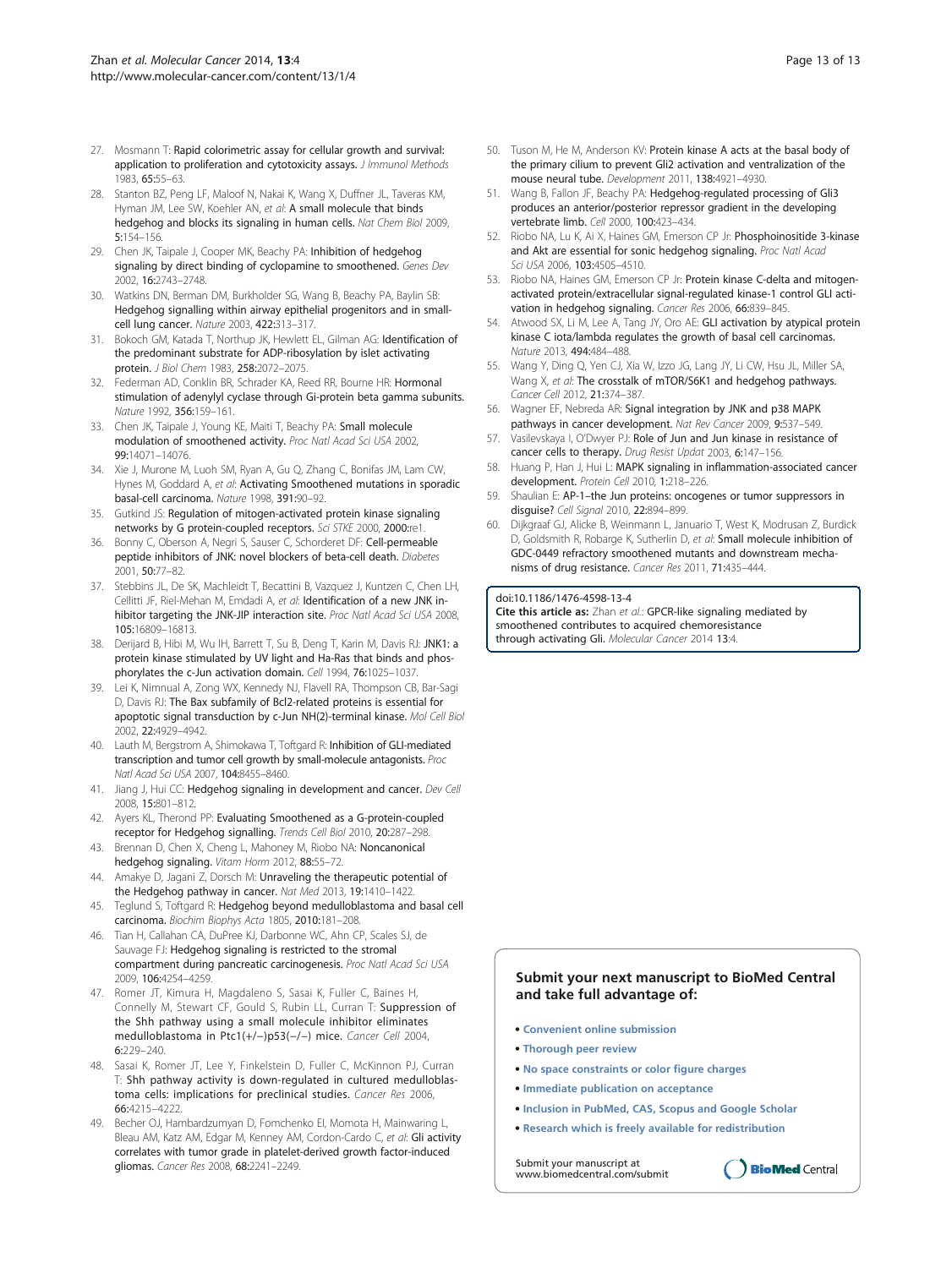27. Mosmann T: **Rapid colorimetric assay for cellular growth and survival: application to proliferation and cytotoxicity assays.** *J Immunol Methods* 1983, **65:**55–63.
28. Stanton BZ, Peng LF, Maloof N, Nakai K, Wang X, Duffner JL, Taveras KM, Hyman JM, Lee SW, Koehler AN, *et al*: **A small molecule that binds hedgehog and blocks its signaling in human cells.** *Nat Chem Biol* 2009, **5:**154–156.
29. Chen JK, Taipale J, Cooper MK, Beachy PA: **Inhibition of hedgehog signaling by direct binding of cyclopamine to smoothened.** *Genes Dev* 2002, **16:**2743–2748.
30. Watkins DN, Berman DM, Burkholder SG, Wang B, Beachy PA, Baylin SB: **Hedgehog signalling within airway epithelial progenitors and in small-cell lung cancer.** *Nature* 2003, **422:**313–317.
31. Bokoch GM, Katada T, Northup JK, Hewlett EL, Gilman AG: **Identification of the predominant substrate for ADP-ribosylation by islet activating protein.** *J Biol Chem* 1983, **258:**2072–2075.
32. Federman AD, Conklin BR, Schrader KA, Reed RR, Bourne HR: **Hormonal stimulation of adenylyl cyclase through Gi-protein beta gamma subunits.** *Nature* 1992, **356:**159–161.
33. Chen JK, Taipale J, Young KE, Maiti T, Beachy PA: **Small molecule modulation of smoothened activity.** *Proc Natl Acad Sci USA* 2002, **99:**14071–14076.
34. Xie J, Murone M, Luoh SM, Ryan A, Gu Q, Zhang C, Bonifas JM, Lam CW, Hynes M, Goddard A, *et al*: **Activating Smoothened mutations in sporadic basal-cell carcinoma.** *Nature* 1998, **391:**90–92.
35. Gutkind JS: **Regulation of mitogen-activated protein kinase signaling networks by G protein-coupled receptors.** *Sci STKE* 2000, **2000:**re1.
36. Bonny C, Oberson A, Negri S, Sauser C, Schorderet DF: **Cell-permeable peptide inhibitors of JNK: novel blockers of beta-cell death.** *Diabetes* 2001, **50:**77–82.
37. Stebbins JL, De SK, Machleidt T, Becattini B, Vazquez J, Kuntzen C, Chen LH, Cellitti JF, Riel-Mehan M, Emdadi A, *et al*: **Identification of a new JNK inhibitor targeting the JNK-JIP interaction site.** *Proc Natl Acad Sci USA* 2008, **105:**16809–16813.
38. Derijard B, Hibi M, Wu IH, Barrett T, Su B, Deng T, Karin M, Davis RJ: **JNK1: a protein kinase stimulated by UV light and Ha-Ras that binds and phosphorylates the c-Jun activation domain.** *Cell* 1994, **76:**1025–1037.
39. Lei K, Nimnual A, Zong WX, Kennedy NJ, Flavell RA, Thompson CB, Bar-Sagi D, Davis RJ: **The Bax subfamily of Bcl2-related proteins is essential for apoptotic signal transduction by c-Jun NH(2)-terminal kinase.** *Mol Cell Biol* 2002, **22:**4929–4942.
40. Lauth M, Bergstrom A, Shimokawa T, Toftgard R: **Inhibition of GLI-mediated transcription and tumor cell growth by small-molecule antagonists.** *Proc Natl Acad Sci USA* 2007, **104:**8455–8460.
41. Jiang J, Hui CC: **Hedgehog signaling in development and cancer.** *Dev Cell* 2008, **15:**801–812.
42. Ayers KL, Therond PP: **Evaluating Smoothened as a G-protein-coupled receptor for Hedgehog signalling.** *Trends Cell Biol* 2010, **20:**287–298.
43. Brennan D, Chen X, Cheng L, Mahoney M, Riobo NA: **Noncanonical hedgehog signaling.** *Vitam Horm* 2012, **88:**55–72.
44. Amakye D, Jagani Z, Dorsch M: **Unraveling the therapeutic potential of the Hedgehog pathway in cancer.** *Nat Med* 2013, **19:**1410–1422.
45. Teglund S, Toftgard R: **Hedgehog beyond medulloblastoma and basal cell carcinoma.** *Biochim Biophys Acta* 1805, **2010:**181–208.
46. Tian H, Callahan CA, DuPree KJ, Darbonne WC, Ahn CP, Scales SJ, de Sauvage FJ: **Hedgehog signaling is restricted to the stromal compartment during pancreatic carcinogenesis.** *Proc Natl Acad Sci USA* 2009, **106:**4254–4259.
47. Romer JT, Kimura H, Magdaleno S, Sasai K, Fuller C, Baines H, Connelly M, Stewart CF, Gould S, Rubin LL, Curran T: **Suppression of the Shh pathway using a small molecule inhibitor eliminates medulloblastoma in Ptc1(+/−)p53(−/−) mice.** *Cancer Cell* 2004, **6:**229–240.
48. Sasai K, Romer JT, Lee Y, Finkelstein D, Fuller C, McKinnon PJ, Curran T: **Shh pathway activity is down-regulated in cultured medulloblastoma cells: implications for preclinical studies.** *Cancer Res* 2006, **66:**4215–4222.
49. Becher OJ, Hambardzumyan D, Fomchenko EI, Momota H, Mainwaring L, Bleau AM, Katz AM, Edgar M, Kenney AM, Cordon-Cardo C, *et al*: **Gli activity correlates with tumor grade in platelet-derived growth factor-induced gliomas.** *Cancer Res* 2008, **68:**2241–2249.
50. Tuson M, He M, Anderson KV: **Protein kinase A acts at the basal body of the primary cilium to prevent Gli2 activation and ventralization of the mouse neural tube.** *Development* 2011, **138:**4921–4930.
51. Wang B, Fallon JF, Beachy PA: **Hedgehog-regulated processing of Gli3 produces an anterior/posterior repressor gradient in the developing vertebrate limb.** *Cell* 2000, **100:**423–434.
52. Riobo NA, Lu K, Ai X, Haines GM, Emerson CP Jr: **Phosphoinositide 3-kinase and Akt are essential for sonic hedgehog signaling.** *Proc Natl Acad Sci USA* 2006, **103:**4505–4510.
53. Riobo NA, Haines GM, Emerson CP Jr: **Protein kinase C-delta and mitogen-activated protein/extracellular signal-regulated kinase-1 control GLI activation in hedgehog signaling.** *Cancer Res* 2006, **66:**839–845.
54. Atwood SX, Li M, Lee A, Tang JY, Oro AE: **GLI activation by atypical protein kinase C iota/lambda regulates the growth of basal cell carcinomas.** *Nature* 2013, **494:**484–488.
55. Wang Y, Ding Q, Yen CJ, Xia W, Izzo JG, Lang JY, Li CW, Hsu JL, Miller SA, Wang X, *et al*: **The crosstalk of mTOR/S6K1 and hedgehog pathways.** *Cancer Cell* 2012, **21:**374–387.
56. Wagner EF, Nebreda AR: **Signal integration by JNK and p38 MAPK pathways in cancer development.** *Nat Rev Cancer* 2009, **9:**537–549.
57. Vasilevskaya I, O'Dwyer PJ: **Role of Jun and Jun kinase in resistance of cancer cells to therapy.** *Drug Resist Updat* 2003, **6:**147–156.
58. Huang P, Han J, Hui L: **MAPK signaling in inflammation-associated cancer development.** *Protein Cell* 2010, **1:**218–226.
59. Shaulian E: **AP-1–the Jun proteins: oncogenes or tumor suppressors in disguise?** *Cell Signal* 2010, **22:**894–899.
60. Dijkgraaf GJ, Alicke B, Weinmann L, Januario T, West K, Modrusan Z, Burdick D, Goldsmith R, Robarge K, Sutherlin D, *et al*: **Small molecule inhibition of GDC-0449 refractory smoothened mutants and downstream mechanisms of drug resistance.** *Cancer Res* 2011, **71:**435–444.

doi:10.1186/1476-4598-13-4

**Cite this article as:** Zhan *et al*.: GPCR-like signaling mediated by smoothened contributes to acquired chemoresistance through activating Gli. *Molecular Cancer* 2014 **13**:4.

**Submit your next manuscript to BioMed Central and take full advantage of:**

- **Convenient online submission**
- **Thorough peer review**
- **No space constraints or color figure charges**
- **Immediate publication on acceptance**
- **Inclusion in PubMed, CAS, Scopus and Google Scholar**
- **Research which is freely available for redistribution**

Submit your manuscript at
www.biomedcentral.com/submit

BioMed Central